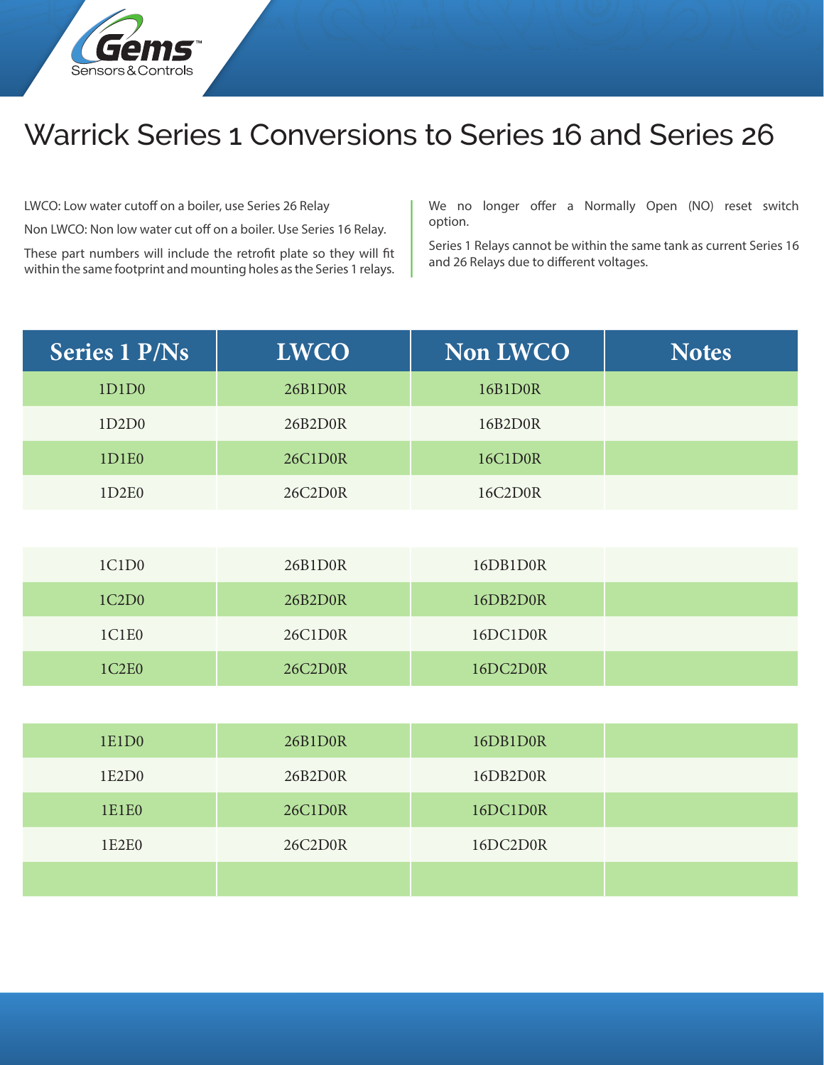# Warrick Series 1 Conversions to Series 16 and Series 26

LWCO: Low water cutoff on a boiler, use Series 26 Relay

Non LWCO: Non low water cut off on a boiler. Use Series 16 Relay.

These part numbers will include the retrofit plate so they will fit within the same footprint and mounting holes as the Series 1 relays.

We no longer offer a Normally Open (NO) reset switch option.

Series 1 Relays cannot be within the same tank as current Series 16 and 26 Relays due to different voltages.

| Series 1 P/Ns | LWCO | Non LWCO | Notes |
|---|---|---|---|
| 1D1D0 | 26B1D0R | 16B1D0R | |
| 1D2D0 | 26B2D0R | 16B2D0R | |
| 1D1E0 | 26C1D0R | 16C1D0R | |
| 1D2E0 | 26C2D0R | 16C2D0R | |
| | | | |
| 1C1D0 | 26B1D0R | 16DB1D0R | |
| 1C2D0 | 26B2D0R | 16DB2D0R | |
| 1C1E0 | 26C1D0R | 16DC1D0R | |
| 1C2E0 | 26C2D0R | 16DC2D0R | |
| | | | |
| 1E1D0 | 26B1D0R | 16DB1D0R | |
| 1E2D0 | 26B2D0R | 16DB2D0R | |
| 1E1E0 | 26C1D0R | 16DC1D0R | |
| 1E2E0 | 26C2D0R | 16DC2D0R | |
| | | | |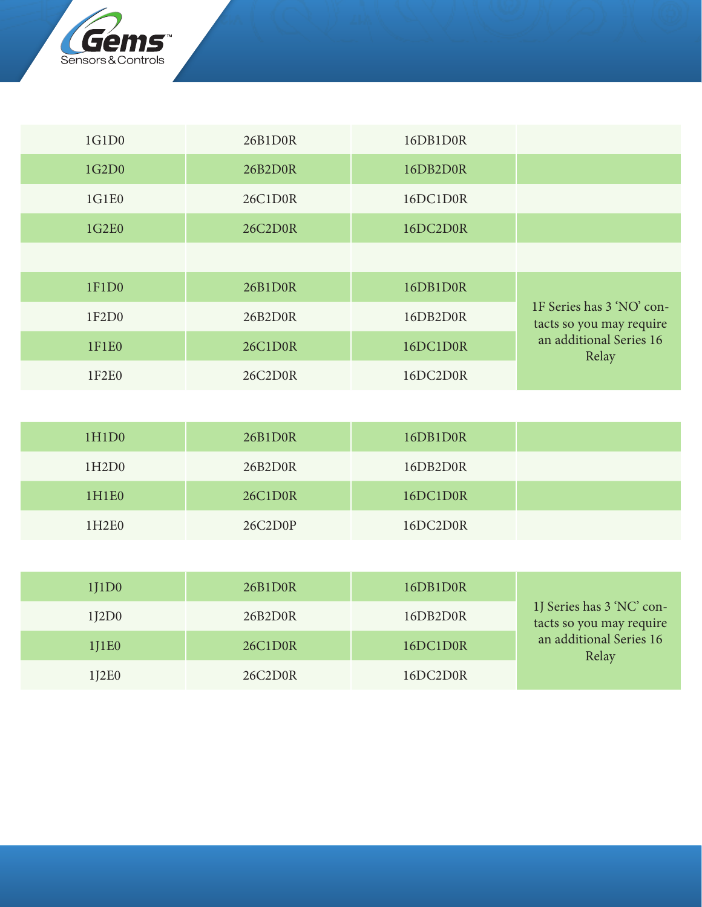| | | | |
|---|---|---|---|
| 1G1D0 | 26B1D0R | 16DB1D0R | |
| 1G2D0 | 26B2D0R | 16DB2D0R | |
| 1G1E0 | 26C1D0R | 16DC1D0R | |
| 1G2E0 | 26C2D0R | 16DC2D0R | |
| | | | |
| 1F1D0 | 26B1D0R | 16DB1D0R | 1F Series has 3 'NO' contacts so you may require an additional Series 16 Relay |
| 1F2D0 | 26B2D0R | 16DB2D0R | |
| 1F1E0 | 26C1D0R | 16DC1D0R | |
| 1F2E0 | 26C2D0R | 16DC2D0R | |

| | | | |
|---|---|---|---|
| 1H1D0 | 26B1D0R | 16DB1D0R | |
| 1H2D0 | 26B2D0R | 16DB2D0R | |
| 1H1E0 | 26C1D0R | 16DC1D0R | |
| 1H2E0 | 26C2D0P | 16DC2D0R | |

| | | | |
|---|---|---|---|
| 1J1D0 | 26B1D0R | 16DB1D0R | 1J Series has 3 'NC' contacts so you may require an additional Series 16 Relay |
| 1J2D0 | 26B2D0R | 16DB2D0R | |
| 1J1E0 | 26C1D0R | 16DC1D0R | |
| 1J2E0 | 26C2D0R | 16DC2D0R | |